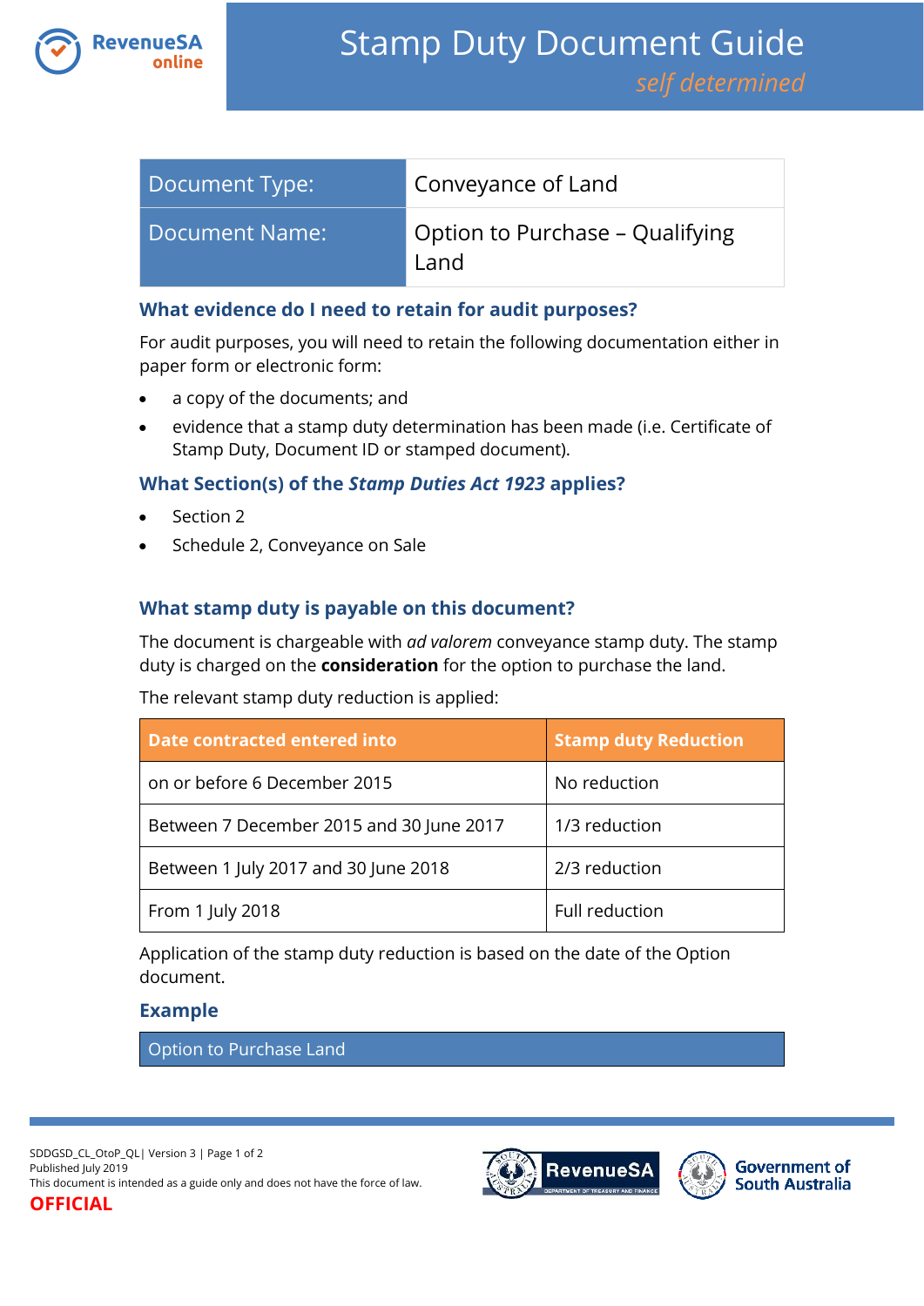# Stamp Duty Document Guide

*self determined*

| Document Type: | Conveyance of Land |
|---|---|
| Document Name: | Option to Purchase – Qualifying Land |

### What evidence do I need to retain for audit purposes?

For audit purposes, you will need to retain the following documentation either in paper form or electronic form:

- a copy of the documents; and
- evidence that a stamp duty determination has been made (i.e. Certificate of Stamp Duty, Document ID or stamped document).

### What Section(s) of the *Stamp Duties Act 1923* applies?

- Section 2
- Schedule 2, Conveyance on Sale

### What stamp duty is payable on this document?

The document is chargeable with *ad valorem* conveyance stamp duty. The stamp duty is charged on the **consideration** for the option to purchase the land.

The relevant stamp duty reduction is applied:

| Date contracted entered into | Stamp duty Reduction |
|---|---|
| on or before 6 December 2015 | No reduction |
| Between 7 December 2015 and 30 June 2017 | 1/3 reduction |
| Between 1 July 2017 and 30 June 2018 | 2/3 reduction |
| From 1 July 2018 | Full reduction |

Application of the stamp duty reduction is based on the date of the Option document.

### Example

Option to Purchase Land

SDDGSD_CL_OtoP_QL| Version 3 | Page 1 of 2
Published July 2019
This document is intended as a guide only and does not have the force of law.
OFFICIAL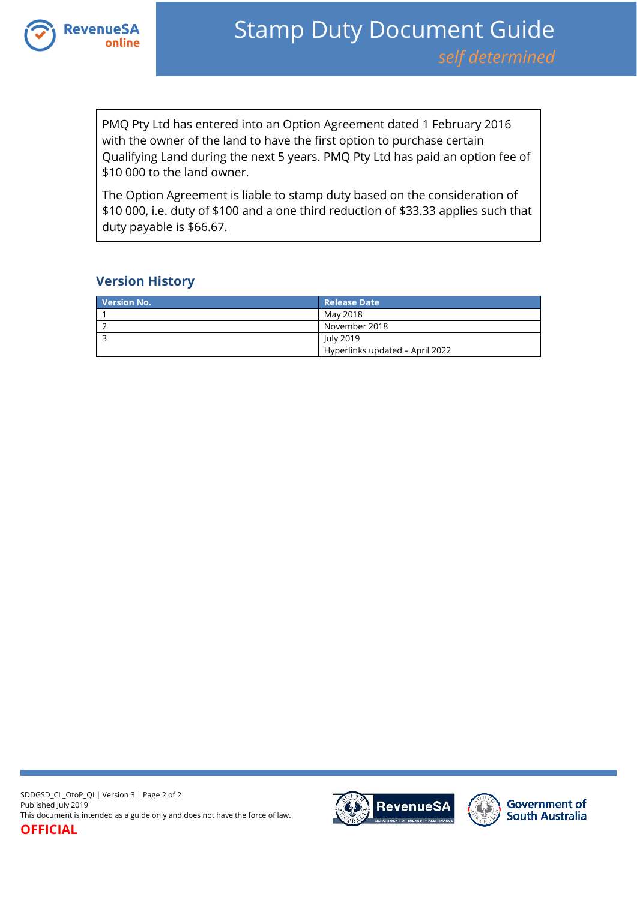PMQ Pty Ltd has entered into an Option Agreement dated 1 February 2016 with the owner of the land to have the first option to purchase certain Qualifying Land during the next 5 years. PMQ Pty Ltd has paid an option fee of $10 000 to the land owner.

The Option Agreement is liable to stamp duty based on the consideration of $10 000, i.e. duty of $100 and a one third reduction of $33.33 applies such that duty payable is $66.67.

## Version History

| Version No. | Release Date |
|---|---|
| 1 | May 2018 |
| 2 | November 2018 |
| 3 | July 2019<br>Hyperlinks updated – April 2022 |

SDDGSD_CL_OtoP_QL| Version 3
Published July 2019
This document is intended as a guide only and does not have the force of law.
**OFFICIAL**